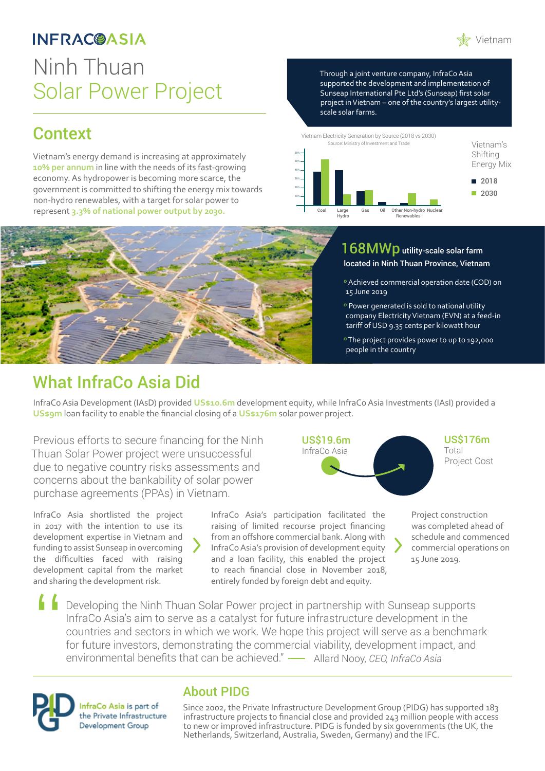INFRACO ASIA

Vietnam

# Ninh Thuan Solar Power Project

Through a joint venture company, InfraCo Asia supported the development and implementation of Sunseap International Pte Ltd's (Sunseap) first solar project in Vietnam – one of the country's largest utility-scale solar farms.

## Context

Vietnam's energy demand is increasing at approximately **10% per annum** in line with the needs of its fast-growing economy. As hydropower is becoming more scarce, the government is committed to shifting the energy mix towards non-hydro renewables, with a target for solar power to represent **3.3% of national power output by 2030.**

Vietnam Electricity Generation by Source (2018 vs 2030)
Source: Ministry of Investment and Trade

Vietnam's Shifting Energy Mix

- 2018
- 2030

Coal, Large Hydro, Gas, Oil, Other Non-hydro Renewables, Nuclear

**168MWp** utility-scale solar farm located in Ninh Thuan Province, Vietnam

- Achieved commercial operation date (COD) on 15 June 2019
- Power generated is sold to national utility company Electricity Vietnam (EVN) at a feed-in tariff of USD 9.35 cents per kilowatt hour
- The project provides power to up to 192,000 people in the country

## What InfraCo Asia Did

InfraCo Asia Development (IAsD) provided **US$10.6m** development equity, while InfraCo Asia Investments (IAsI) provided a **US$9m** loan facility to enable the financial closing of a **US$176m** solar power project.

Previous efforts to secure financing for the Ninh Thuan Solar Power project were unsuccessful due to negative country risks assessments and concerns about the bankability of solar power purchase agreements (PPAs) in Vietnam.

**US$19.6m** InfraCo Asia

**US$176m** Total Project Cost

InfraCo Asia shortlisted the project in 2017 with the intention to use its development expertise in Vietnam and funding to assist Sunseap in overcoming the difficulties faced with raising development capital from the market and sharing the development risk.

InfraCo Asia's participation facilitated the raising of limited recourse project financing from an offshore commercial bank. Along with InfraCo Asia's provision of development equity and a loan facility, this enabled the project to reach financial close in November 2018, entirely funded by foreign debt and equity.

Project construction was completed ahead of schedule and commenced commercial operations on 15 June 2019.

> "Developing the Ninh Thuan Solar Power project in partnership with Sunseap supports InfraCo Asia's aim to serve as a catalyst for future infrastructure development in the countries and sectors in which we work. We hope this project will serve as a benchmark for future investors, demonstrating the commercial viability, development impact, and environmental benefits that can be achieved." — Allard Nooy, *CEO, InfraCo Asia*

InfraCo Asia is part of the Private Infrastructure Development Group

## About PIDG

Since 2002, the Private Infrastructure Development Group (PIDG) has supported 183 infrastructure projects to financial close and provided 243 million people with access to new or improved infrastructure. PIDG is funded by six governments (the UK, the Netherlands, Switzerland, Australia, Sweden, Germany) and the IFC.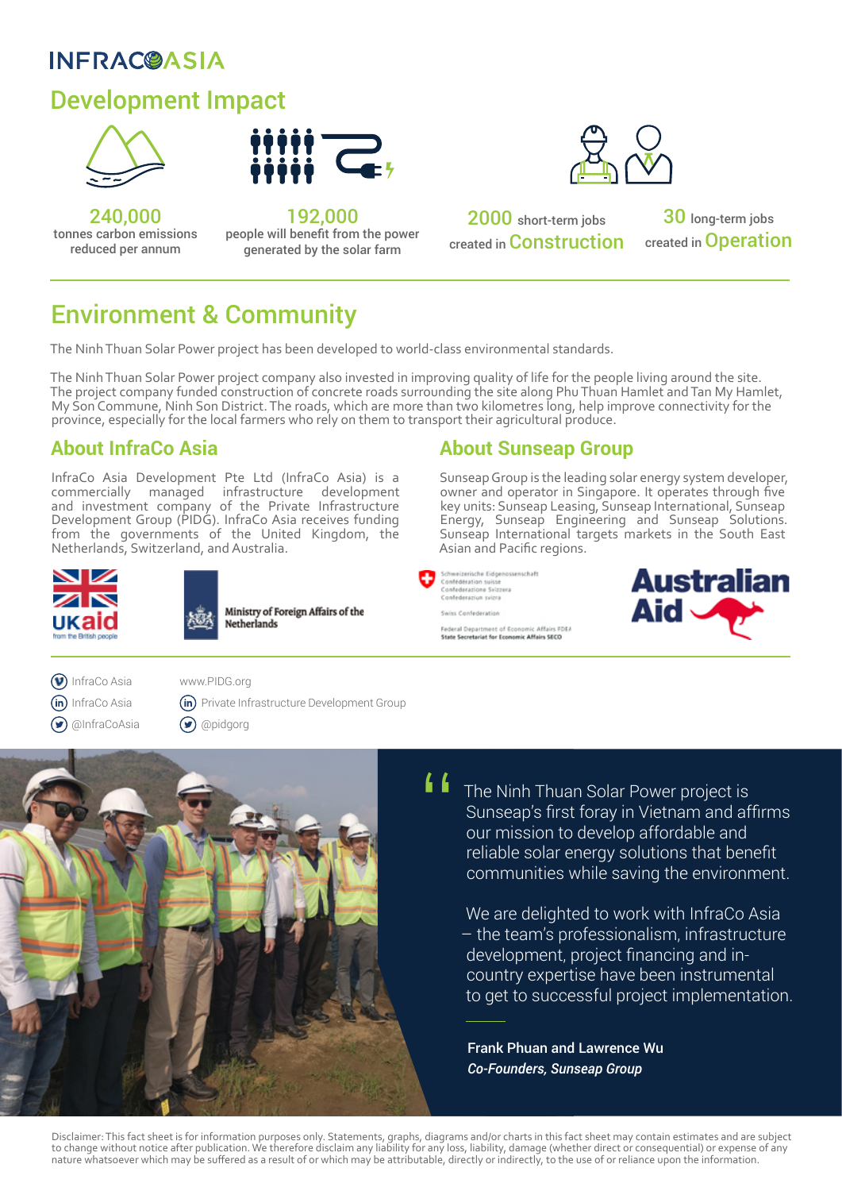INFRACOASIA

## Development Impact

**240,000**
tonnes carbon emissions reduced per annum

**192,000**
people will benefit from the power generated by the solar farm

**2000** short-term jobs created in **Construction**

**30** long-term jobs created in **Operation**

## Environment & Community

The Ninh Thuan Solar Power project has been developed to world-class environmental standards.

The Ninh Thuan Solar Power project company also invested in improving quality of life for the people living around the site. The project company funded construction of concrete roads surrounding the site along Phu Thuan Hamlet and Tan My Hamlet, My Son Commune, Ninh Son District. The roads, which are more than two kilometres long, help improve connectivity for the province, especially for the local farmers who rely on them to transport their agricultural produce.

### About InfraCo Asia

InfraCo Asia Development Pte Ltd (InfraCo Asia) is a commercially managed infrastructure development and investment company of the Private Infrastructure Development Group (PIDG). InfraCo Asia receives funding from the governments of the United Kingdom, the Netherlands, Switzerland, and Australia.

### About Sunseap Group

Sunseap Group is the leading solar energy system developer, owner and operator in Singapore. It operates through five key units: Sunseap Leasing, Sunseap International, Sunseap Energy, Sunseap Engineering and Sunseap Solutions. Sunseap International targets markets in the South East Asian and Pacific regions.

UKaid from the British people

Ministry of Foreign Affairs of the Netherlands

Schweizerische Eidgenossenschaft
Confédération suisse
Confederazione Svizzera
Confederaziun svizra

Swiss Confederation

Federal Department of Economic Affairs FDEA
State Secretariat for Economic Affairs SECO

Australian Aid

InfraCo Asia
InfraCo Asia
@InfraCoAsia

www.PIDG.org
Private Infrastructure Development Group
@pidgorg

> The Ninh Thuan Solar Power project is Sunseap's first foray in Vietnam and affirms our mission to develop affordable and reliable solar energy solutions that benefit communities while saving the environment.
>
> We are delighted to work with InfraCo Asia – the team's professionalism, infrastructure development, project financing and in-country expertise have been instrumental to get to successful project implementation.

**Frank Phuan and Lawrence Wu**
***Co-Founders, Sunseap Group***

Disclaimer: This fact sheet is for information purposes only. Statements, graphs, diagrams and/or charts in this fact sheet may contain estimates and are subject to change without notice after publication. We therefore disclaim any liability for any loss, liability, damage (whether direct or consequential) or expense of any nature whatsoever which may be suffered as a result of or which may be attributable, directly or indirectly, to the use of or reliance upon the information.